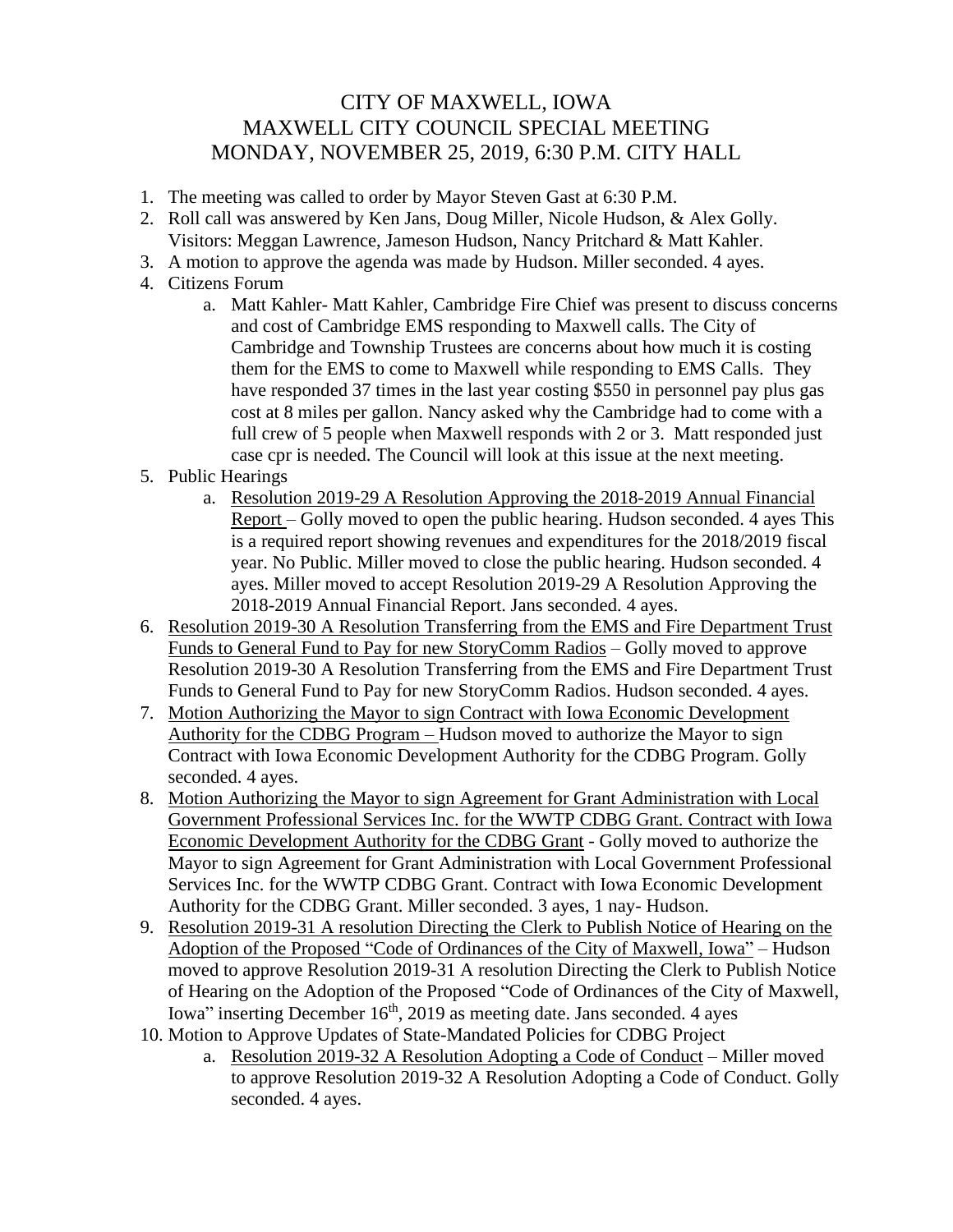# CITY OF MAXWELL, IOWA
# MAXWELL CITY COUNCIL SPECIAL MEETING
# MONDAY, NOVEMBER 25, 2019, 6:30 P.M. CITY HALL

1. The meeting was called to order by Mayor Steven Gast at 6:30 P.M.
2. Roll call was answered by Ken Jans, Doug Miller, Nicole Hudson, & Alex Golly. Visitors: Meggan Lawrence, Jameson Hudson, Nancy Pritchard & Matt Kahler.
3. A motion to approve the agenda was made by Hudson. Miller seconded. 4 ayes.
4. Citizens Forum
   a. Matt Kahler- Matt Kahler, Cambridge Fire Chief was present to discuss concerns and cost of Cambridge EMS responding to Maxwell calls. The City of Cambridge and Township Trustees are concerns about how much it is costing them for the EMS to come to Maxwell while responding to EMS Calls. They have responded 37 times in the last year costing $550 in personnel pay plus gas cost at 8 miles per gallon. Nancy asked why the Cambridge had to come with a full crew of 5 people when Maxwell responds with 2 or 3. Matt responded just case cpr is needed. The Council will look at this issue at the next meeting.
5. Public Hearings
   a. Resolution 2019-29 A Resolution Approving the 2018-2019 Annual Financial Report – Golly moved to open the public hearing. Hudson seconded. 4 ayes This is a required report showing revenues and expenditures for the 2018/2019 fiscal year. No Public. Miller moved to close the public hearing. Hudson seconded. 4 ayes. Miller moved to accept Resolution 2019-29 A Resolution Approving the 2018-2019 Annual Financial Report. Jans seconded. 4 ayes.
6. Resolution 2019-30 A Resolution Transferring from the EMS and Fire Department Trust Funds to General Fund to Pay for new StoryComm Radios – Golly moved to approve Resolution 2019-30 A Resolution Transferring from the EMS and Fire Department Trust Funds to General Fund to Pay for new StoryComm Radios. Hudson seconded. 4 ayes.
7. Motion Authorizing the Mayor to sign Contract with Iowa Economic Development Authority for the CDBG Program – Hudson moved to authorize the Mayor to sign Contract with Iowa Economic Development Authority for the CDBG Program. Golly seconded. 4 ayes.
8. Motion Authorizing the Mayor to sign Agreement for Grant Administration with Local Government Professional Services Inc. for the WWTP CDBG Grant. Contract with Iowa Economic Development Authority for the CDBG Grant - Golly moved to authorize the Mayor to sign Agreement for Grant Administration with Local Government Professional Services Inc. for the WWTP CDBG Grant. Contract with Iowa Economic Development Authority for the CDBG Grant. Miller seconded. 3 ayes, 1 nay- Hudson.
9. Resolution 2019-31 A resolution Directing the Clerk to Publish Notice of Hearing on the Adoption of the Proposed "Code of Ordinances of the City of Maxwell, Iowa" – Hudson moved to approve Resolution 2019-31 A resolution Directing the Clerk to Publish Notice of Hearing on the Adoption of the Proposed "Code of Ordinances of the City of Maxwell, Iowa" inserting December 16th, 2019 as meeting date. Jans seconded. 4 ayes
10. Motion to Approve Updates of State-Mandated Policies for CDBG Project
    a. Resolution 2019-32 A Resolution Adopting a Code of Conduct – Miller moved to approve Resolution 2019-32 A Resolution Adopting a Code of Conduct. Golly seconded. 4 ayes.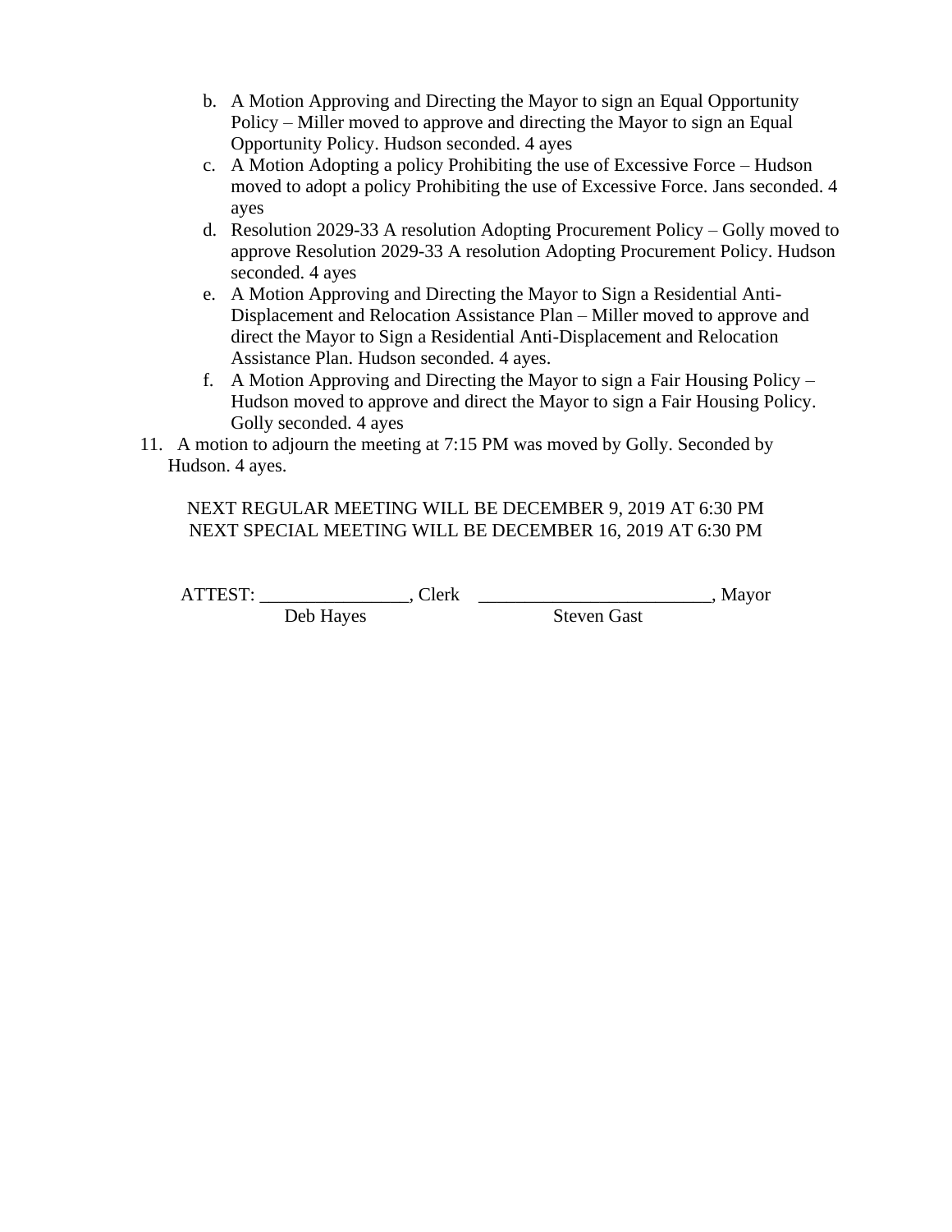b. A Motion Approving and Directing the Mayor to sign an Equal Opportunity Policy – Miller moved to approve and directing the Mayor to sign an Equal Opportunity Policy. Hudson seconded. 4 ayes
c. A Motion Adopting a policy Prohibiting the use of Excessive Force – Hudson moved to adopt a policy Prohibiting the use of Excessive Force. Jans seconded. 4 ayes
d. Resolution 2029-33 A resolution Adopting Procurement Policy – Golly moved to approve Resolution 2029-33 A resolution Adopting Procurement Policy. Hudson seconded. 4 ayes
e. A Motion Approving and Directing the Mayor to Sign a Residential Anti-Displacement and Relocation Assistance Plan – Miller moved to approve and direct the Mayor to Sign a Residential Anti-Displacement and Relocation Assistance Plan. Hudson seconded. 4 ayes.
f. A Motion Approving and Directing the Mayor to sign a Fair Housing Policy – Hudson moved to approve and direct the Mayor to sign a Fair Housing Policy. Golly seconded. 4 ayes

11. A motion to adjourn the meeting at 7:15 PM was moved by Golly. Seconded by Hudson. 4 ayes.

NEXT REGULAR MEETING WILL BE DECEMBER 9, 2019 AT 6:30 PM
NEXT SPECIAL MEETING WILL BE DECEMBER 16, 2019 AT 6:30 PM

ATTEST: ________________, Clerk ________________________, Mayor
Deb Hayes Steven Gast